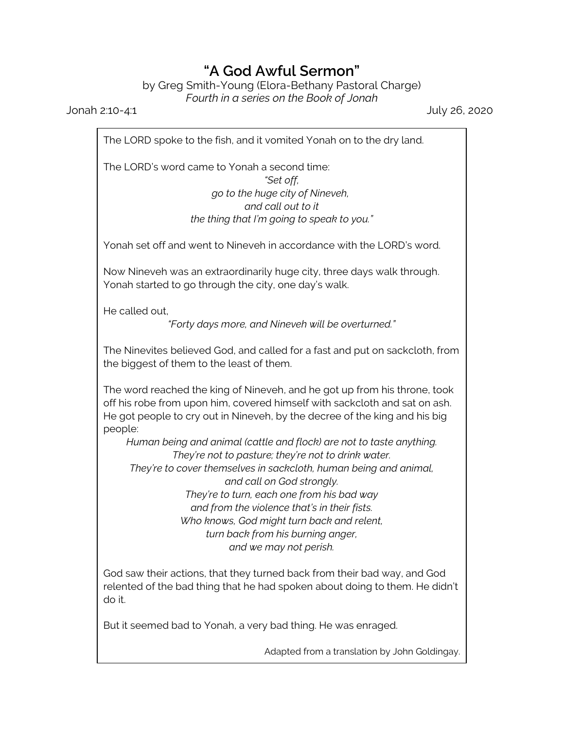# "A God Awful Sermon"

by Greg Smith-Young (Elora-Bethany Pastoral Charge)

*Fourth in a series on the Book of Jonah*

Jonah 2:10-4:1 July 26, 2020

The LORD spoke to the fish, and it vomited Yonah on to the dry land.

The LORD's word came to Yonah a second time:

*"Set off,*
*go to the huge city of Nineveh,*
*and call out to it*
*the thing that I'm going to speak to you."*

Yonah set off and went to Nineveh in accordance with the LORD's word.

Now Nineveh was an extraordinarily huge city, three days walk through. Yonah started to go through the city, one day's walk.

He called out,

*"Forty days more, and Nineveh will be overturned."*

The Ninevites believed God, and called for a fast and put on sackcloth, from the biggest of them to the least of them.

The word reached the king of Nineveh, and he got up from his throne, took off his robe from upon him, covered himself with sackcloth and sat on ash. He got people to cry out in Nineveh, by the decree of the king and his big people:

*Human being and animal (cattle and flock) are not to taste anything.*
*They're not to pasture; they're not to drink water.*
*They're to cover themselves in sackcloth, human being and animal,*
*and call on God strongly.*
*They're to turn, each one from his bad way*
*and from the violence that's in their fists.*
*Who knows, God might turn back and relent,*
*turn back from his burning anger,*
*and we may not perish.*

God saw their actions, that they turned back from their bad way, and God relented of the bad thing that he had spoken about doing to them. He didn't do it.

But it seemed bad to Yonah, a very bad thing. He was enraged.

Adapted from a translation by John Goldingay.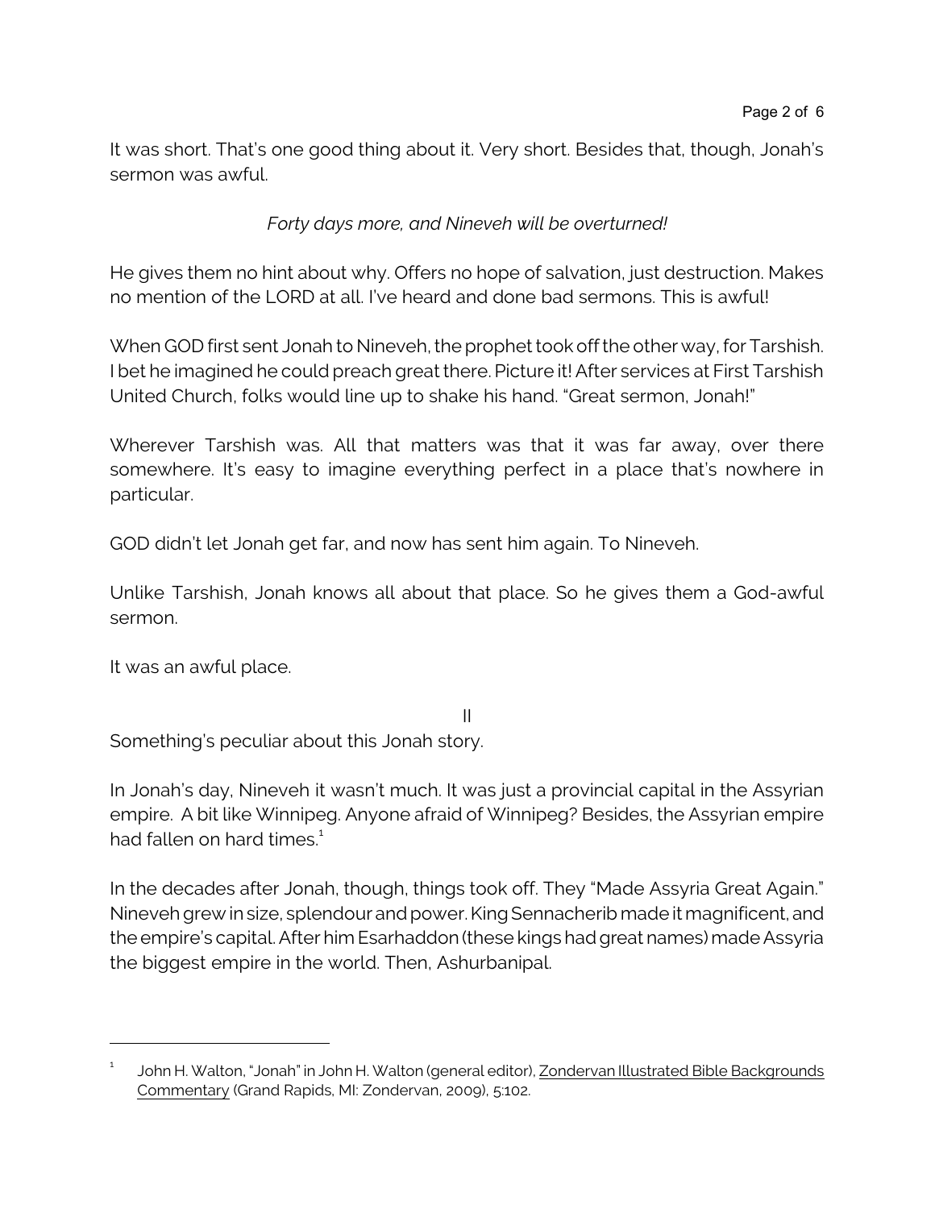It was short. That's one good thing about it. Very short. Besides that, though, Jonah's sermon was awful.

*Forty days more, and Nineveh will be overturned!*

He gives them no hint about why. Offers no hope of salvation, just destruction. Makes no mention of the LORD at all. I've heard and done bad sermons. This is awful!

When GOD first sent Jonah to Nineveh, the prophet took off the other way, for Tarshish. I bet he imagined he could preach great there. Picture it! After services at First Tarshish United Church, folks would line up to shake his hand. "Great sermon, Jonah!"

Wherever Tarshish was. All that matters was that it was far away, over there somewhere. It's easy to imagine everything perfect in a place that's nowhere in particular.

GOD didn't let Jonah get far, and now has sent him again. To Nineveh.

Unlike Tarshish, Jonah knows all about that place. So he gives them a God-awful sermon.

It was an awful place.

II

Something's peculiar about this Jonah story.

In Jonah's day, Nineveh it wasn't much. It was just a provincial capital in the Assyrian empire. A bit like Winnipeg. Anyone afraid of Winnipeg? Besides, the Assyrian empire had fallen on hard times.[1]

In the decades after Jonah, though, things took off. They "Made Assyria Great Again." Nineveh grew in size, splendour and power. King Sennacherib made it magnificent, and the empire's capital. After him Esarhaddon (these kings had great names) made Assyria the biggest empire in the world. Then, Ashurbanipal.

---

[1] John H. Walton, "Jonah" in John H. Walton (general editor), Zondervan Illustrated Bible Backgrounds Commentary (Grand Rapids, MI: Zondervan, 2009), 5:102.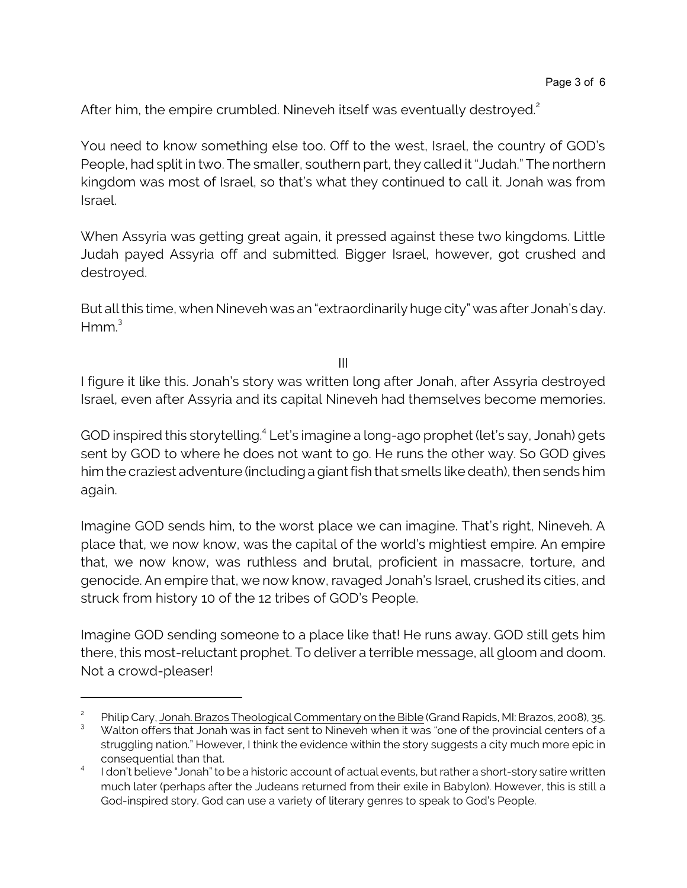After him, the empire crumbled. Nineveh itself was eventually destroyed.[2]

You need to know something else too. Off to the west, Israel, the country of GOD's People, had split in two. The smaller, southern part, they called it "Judah." The northern kingdom was most of Israel, so that's what they continued to call it. Jonah was from Israel.

When Assyria was getting great again, it pressed against these two kingdoms. Little Judah payed Assyria off and submitted. Bigger Israel, however, got crushed and destroyed.

But all this time, when Nineveh was an "extraordinarily huge city" was after Jonah's day. Hmm.[3]

III

I figure it like this. Jonah's story was written long after Jonah, after Assyria destroyed Israel, even after Assyria and its capital Nineveh had themselves become memories.

GOD inspired this storytelling.[4] Let's imagine a long-ago prophet (let's say, Jonah) gets sent by GOD to where he does not want to go. He runs the other way. So GOD gives him the craziest adventure (including a giant fish that smells like death), then sends him again.

Imagine GOD sends him, to the worst place we can imagine. That's right, Nineveh. A place that, we now know, was the capital of the world's mightiest empire. An empire that, we now know, was ruthless and brutal, proficient in massacre, torture, and genocide. An empire that, we now know, ravaged Jonah's Israel, crushed its cities, and struck from history 10 of the 12 tribes of GOD's People.

Imagine GOD sending someone to a place like that! He runs away. GOD still gets him there, this most-reluctant prophet. To deliver a terrible message, all gloom and doom. Not a crowd-pleaser!

---

[2] Philip Cary, Jonah. Brazos Theological Commentary on the Bible (Grand Rapids, MI: Brazos, 2008), 35.

[3] Walton offers that Jonah was in fact sent to Nineveh when it was "one of the provincial centers of a struggling nation." However, I think the evidence within the story suggests a city much more epic in consequential than that.

[4] I don't believe "Jonah" to be a historic account of actual events, but rather a short-story satire written much later (perhaps after the Judeans returned from their exile in Babylon). However, this is still a God-inspired story. God can use a variety of literary genres to speak to God's People.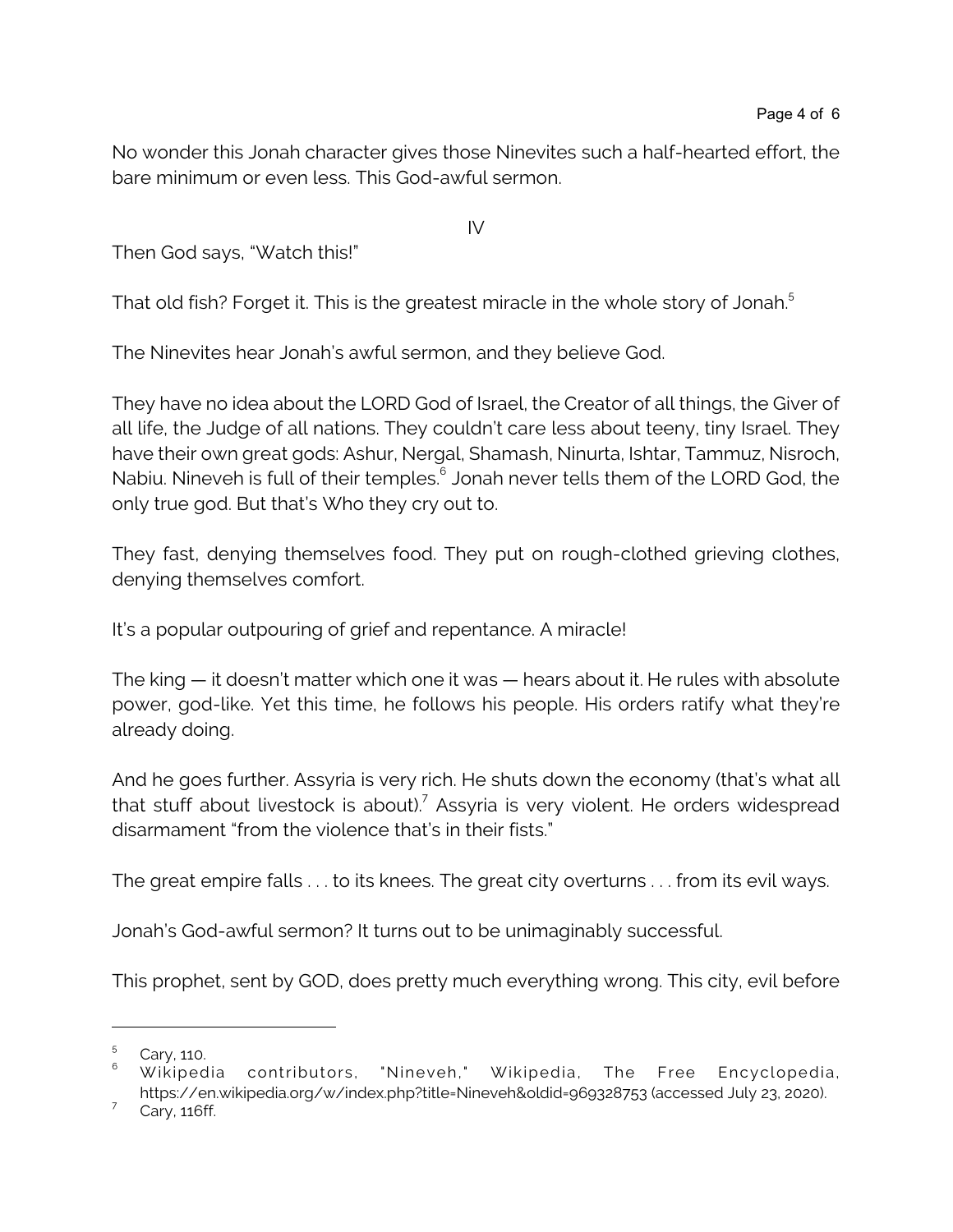No wonder this Jonah character gives those Ninevites such a half-hearted effort, the bare minimum or even less. This God-awful sermon.

IV

Then God says, "Watch this!"

That old fish? Forget it. This is the greatest miracle in the whole story of Jonah.[5]

The Ninevites hear Jonah's awful sermon, and they believe God.

They have no idea about the LORD God of Israel, the Creator of all things, the Giver of all life, the Judge of all nations. They couldn't care less about teeny, tiny Israel. They have their own great gods: Ashur, Nergal, Shamash, Ninurta, Ishtar, Tammuz, Nisroch, Nabiu. Nineveh is full of their temples.[6] Jonah never tells them of the LORD God, the only true god. But that's Who they cry out to.

They fast, denying themselves food. They put on rough-clothed grieving clothes, denying themselves comfort.

It's a popular outpouring of grief and repentance. A miracle!

The king — it doesn't matter which one it was — hears about it. He rules with absolute power, god-like. Yet this time, he follows his people. His orders ratify what they're already doing.

And he goes further. Assyria is very rich. He shuts down the economy (that's what all that stuff about livestock is about).[7] Assyria is very violent. He orders widespread disarmament "from the violence that's in their fists."

The great empire falls . . . to its knees. The great city overturns . . . from its evil ways.

Jonah's God-awful sermon? It turns out to be unimaginably successful.

This prophet, sent by GOD, does pretty much everything wrong. This city, evil before

---

[5] Cary, 110.

[6] Wikipedia contributors, "Nineveh," Wikipedia, The Free Encyclopedia, https://en.wikipedia.org/w/index.php?title=Nineveh&oldid=969328753 (accessed July 23, 2020).

[7] Cary, 116ff.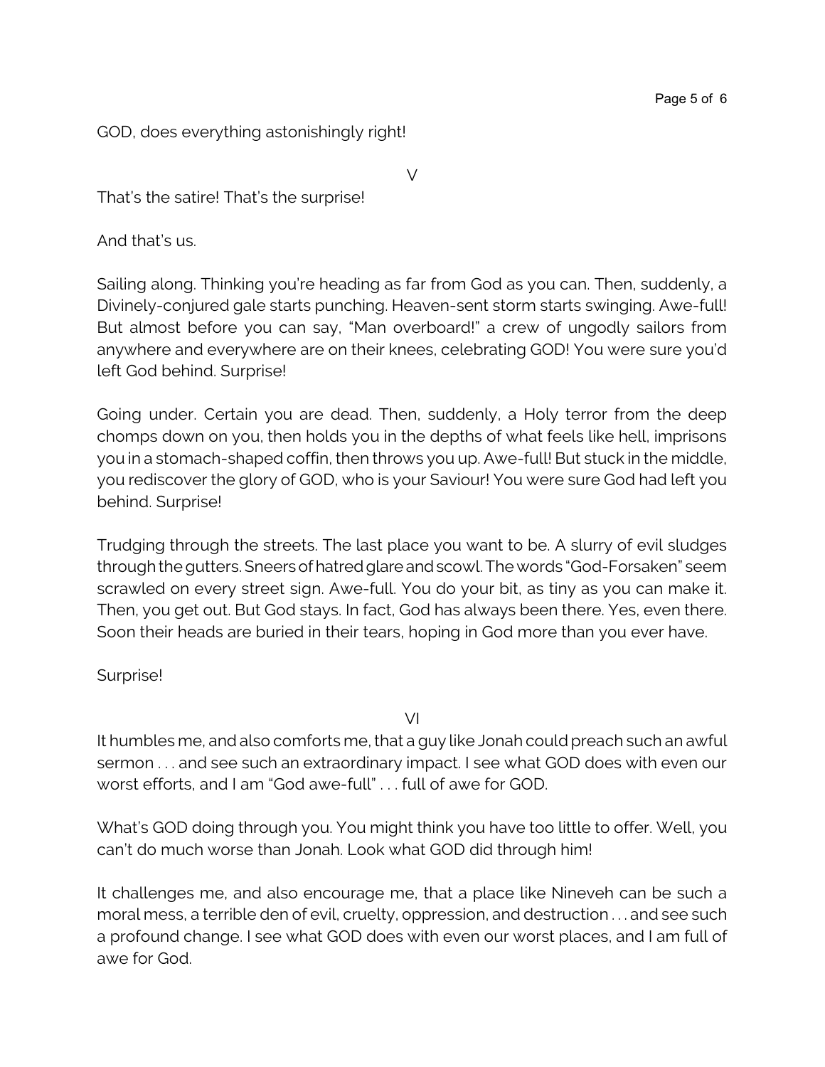GOD, does everything astonishingly right!

V

That's the satire! That's the surprise!

And that's us.

Sailing along. Thinking you're heading as far from God as you can. Then, suddenly, a Divinely-conjured gale starts punching. Heaven-sent storm starts swinging. Awe-full! But almost before you can say, "Man overboard!" a crew of ungodly sailors from anywhere and everywhere are on their knees, celebrating GOD! You were sure you'd left God behind. Surprise!

Going under. Certain you are dead. Then, suddenly, a Holy terror from the deep chomps down on you, then holds you in the depths of what feels like hell, imprisons you in a stomach-shaped coffin, then throws you up. Awe-full! But stuck in the middle, you rediscover the glory of GOD, who is your Saviour! You were sure God had left you behind. Surprise!

Trudging through the streets. The last place you want to be. A slurry of evil sludges through the gutters. Sneers of hatred glare and scowl. The words "God-Forsaken" seem scrawled on every street sign. Awe-full. You do your bit, as tiny as you can make it. Then, you get out. But God stays. In fact, God has always been there. Yes, even there. Soon their heads are buried in their tears, hoping in God more than you ever have.

Surprise!

VI

It humbles me, and also comforts me, that a guy like Jonah could preach such an awful sermon . . . and see such an extraordinary impact. I see what GOD does with even our worst efforts, and I am "God awe-full" . . . full of awe for GOD.

What's GOD doing through you. You might think you have too little to offer. Well, you can't do much worse than Jonah. Look what GOD did through him!

It challenges me, and also encourage me, that a place like Nineveh can be such a moral mess, a terrible den of evil, cruelty, oppression, and destruction . . . and see such a profound change. I see what GOD does with even our worst places, and I am full of awe for God.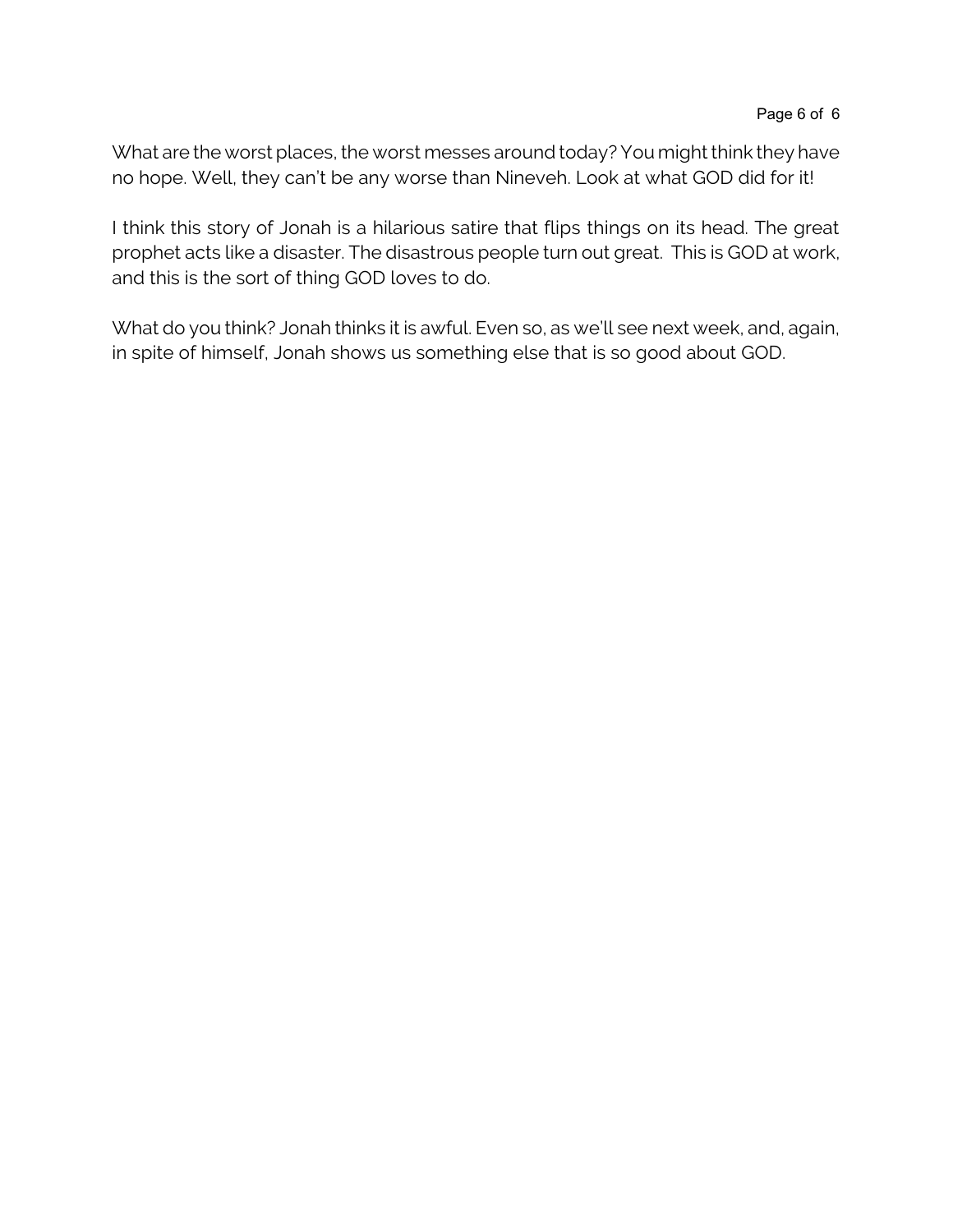What are the worst places, the worst messes around today? You might think they have no hope. Well, they can't be any worse than Nineveh. Look at what GOD did for it!

I think this story of Jonah is a hilarious satire that flips things on its head. The great prophet acts like a disaster. The disastrous people turn out great. This is GOD at work, and this is the sort of thing GOD loves to do.

What do you think? Jonah thinks it is awful. Even so, as we'll see next week, and, again, in spite of himself, Jonah shows us something else that is so good about GOD.